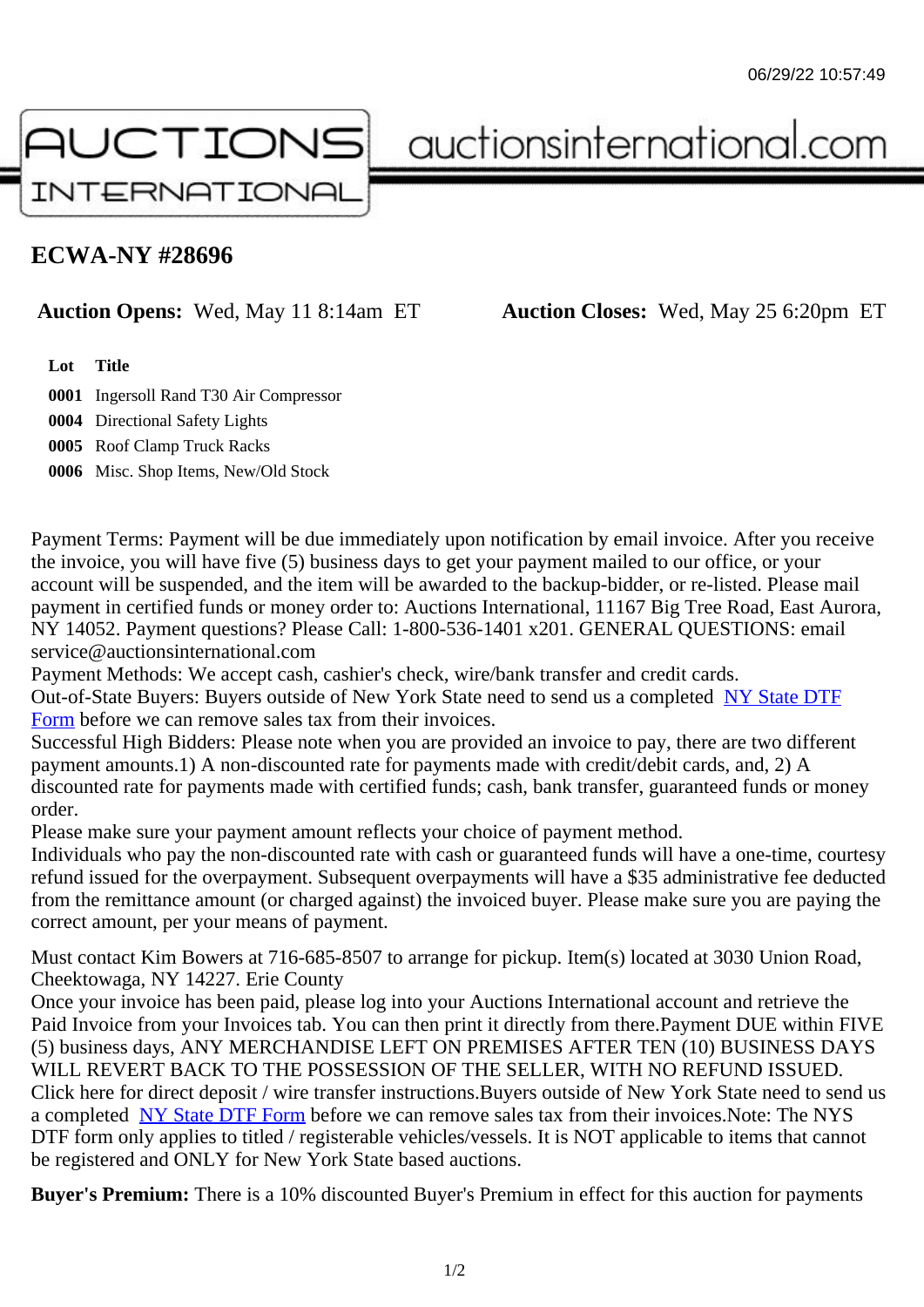06/29/22 10:57:49

AUCTIONS INTERNATIONAL auctionsinternational.com

# ECWA-NY #28696

**Auction Opens:** Wed, May 11 8:14am ET **Auction Closes:** Wed, May 25 6:20pm ET

| Lot | Title |
|---|---|
| 0001 | Ingersoll Rand T30 Air Compressor |
| 0004 | Directional Safety Lights |
| 0005 | Roof Clamp Truck Racks |
| 0006 | Misc. Shop Items, New/Old Stock |

Payment Terms: Payment will be due immediately upon notification by email invoice. After you receive the invoice, you will have five (5) business days to get your payment mailed to our office, or your account will be suspended, and the item will be awarded to the backup-bidder, or re-listed. Please mail payment in certified funds or money order to: Auctions International, 11167 Big Tree Road, East Aurora, NY 14052. Payment questions? Please Call: 1-800-536-1401 x201. GENERAL QUESTIONS: email service@auctionsinternational.com
Payment Methods: We accept cash, cashier's check, wire/bank transfer and credit cards.
Out-of-State Buyers: Buyers outside of New York State need to send us a completed NY State DTF Form before we can remove sales tax from their invoices.
Successful High Bidders: Please note when you are provided an invoice to pay, there are two different payment amounts.1) A non-discounted rate for payments made with credit/debit cards, and, 2) A discounted rate for payments made with certified funds; cash, bank transfer, guaranteed funds or money order.
Please make sure your payment amount reflects your choice of payment method.
Individuals who pay the non-discounted rate with cash or guaranteed funds will have a one-time, courtesy refund issued for the overpayment. Subsequent overpayments will have a $35 administrative fee deducted from the remittance amount (or charged against) the invoiced buyer. Please make sure you are paying the correct amount, per your means of payment.

Must contact Kim Bowers at 716-685-8507 to arrange for pickup. Item(s) located at 3030 Union Road, Cheektowaga, NY 14227. Erie County
Once your invoice has been paid, please log into your Auctions International account and retrieve the Paid Invoice from your Invoices tab. You can then print it directly from there.Payment DUE within FIVE (5) business days, ANY MERCHANDISE LEFT ON PREMISES AFTER TEN (10) BUSINESS DAYS WILL REVERT BACK TO THE POSSESSION OF THE SELLER, WITH NO REFUND ISSUED.
Click here for direct deposit / wire transfer instructions.Buyers outside of New York State need to send us a completed NY State DTF Form before we can remove sales tax from their invoices.Note: The NYS DTF form only applies to titled / registerable vehicles/vessels. It is NOT applicable to items that cannot be registered and ONLY for New York State based auctions.

**Buyer's Premium:** There is a 10% discounted Buyer's Premium in effect for this auction for payments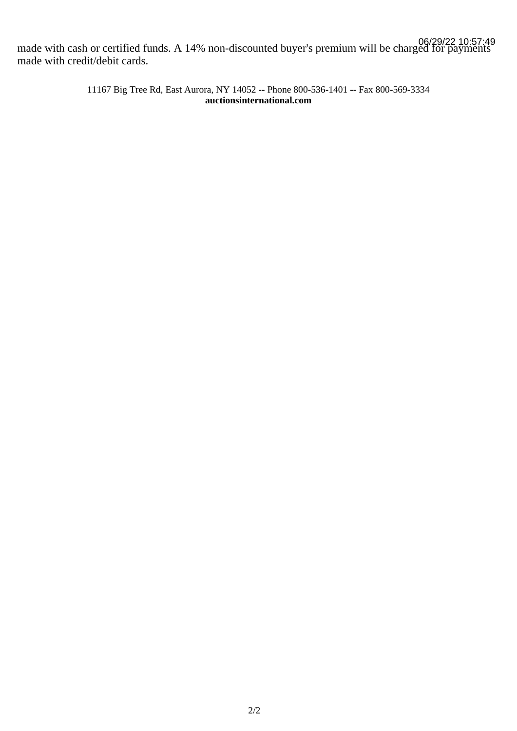made with cash or certified funds. A 14% non-discounted buyer's premium will be charged for payments made with credit/debit cards.

11167 Big Tree Rd, East Aurora, NY 14052 -- Phone 800-536-1401 -- Fax 800-569-3334
**auctionsinternational.com**